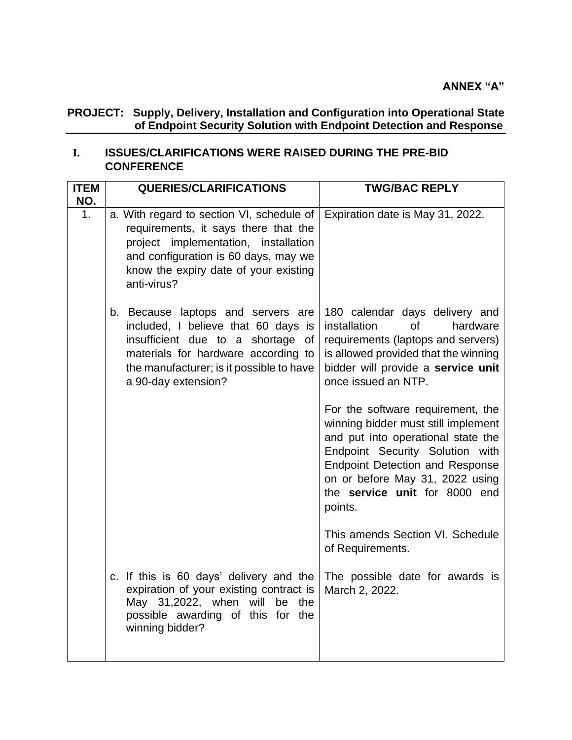**ANNEX "A"**

**PROJECT: Supply, Delivery, Installation and Configuration into Operational State of Endpoint Security Solution with Endpoint Detection and Response**

## I. ISSUES/CLARIFICATIONS WERE RAISED DURING THE PRE-BID CONFERENCE

| ITEM NO. | QUERIES/CLARIFICATIONS | TWG/BAC REPLY |
|---|---|---|
| 1. | a. With regard to section VI, schedule of requirements, it says there that the project implementation, installation and configuration is 60 days, may we know the expiry date of your existing anti-virus? | Expiration date is May 31, 2022. |
| | b. Because laptops and servers are included, I believe that 60 days is insufficient due to a shortage of materials for hardware according to the manufacturer; is it possible to have a 90-day extension? | 180 calendar days delivery and installation of hardware requirements (laptops and servers) is allowed provided that the winning bidder will provide a **service unit** once issued an NTP.<br><br>For the software requirement, the winning bidder must still implement and put into operational state the Endpoint Security Solution with Endpoint Detection and Response on or before May 31, 2022 using the **service unit** for 8000 end points.<br><br>This amends Section VI. Schedule of Requirements. |
| | c. If this is 60 days' delivery and the expiration of your existing contract is May 31,2022, when will be the possible awarding of this for the winning bidder? | The possible date for awards is March 2, 2022. |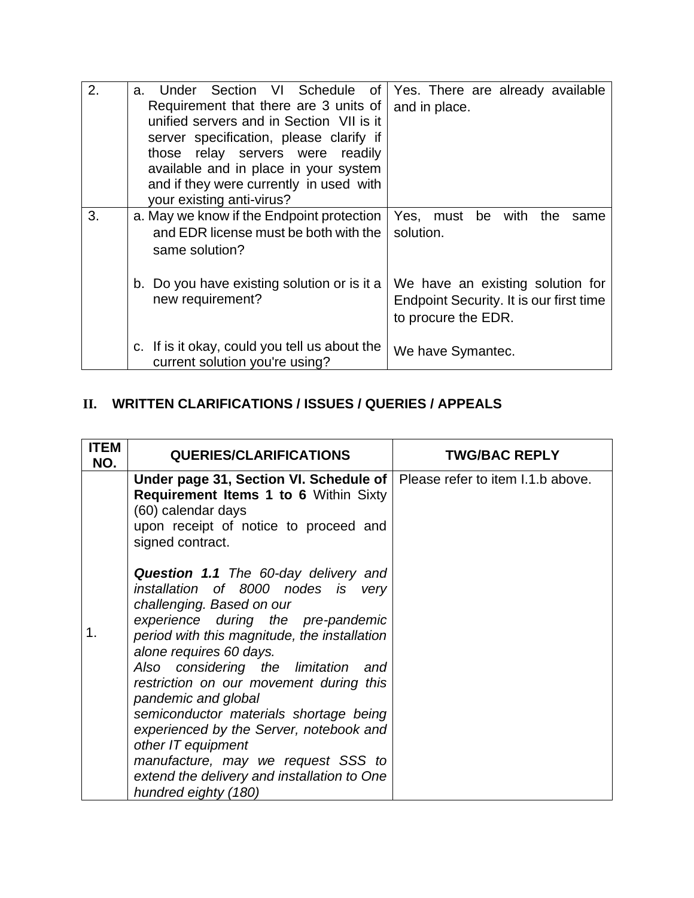| | | |
|---|---|---|
| 2. | a. Under Section VI Schedule of Requirement that there are 3 units of unified servers and in Section VII is it server specification, please clarify if those relay servers were readily available and in place in your system and if they were currently in used with your existing anti-virus? | Yes. There are already available and in place. |
| 3. | a. May we know if the Endpoint protection and EDR license must be both with the same solution?<br><br>b. Do you have existing solution or is it a new requirement?<br><br>c. If is it okay, could you tell us about the current solution you're using? | Yes, must be with the same solution.<br><br>We have an existing solution for Endpoint Security. It is our first time to procure the EDR.<br><br>We have Symantec. |

## II. WRITTEN CLARIFICATIONS / ISSUES / QUERIES / APPEALS

| ITEM NO. | QUERIES/CLARIFICATIONS | TWG/BAC REPLY |
|---|---|---|
| 1. | **Under page 31, Section VI. Schedule of Requirement Items 1 to 6** Within Sixty (60) calendar days upon receipt of notice to proceed and signed contract.<br><br>***Question 1.1*** *The 60-day delivery and installation of 8000 nodes is very challenging. Based on our experience during the pre-pandemic period with this magnitude, the installation alone requires 60 days. Also considering the limitation and restriction on our movement during this pandemic and global semiconductor materials shortage being experienced by the Server, notebook and other IT equipment manufacture, may we request SSS to extend the delivery and installation to One hundred eighty (180)* | Please refer to item I.1.b above. |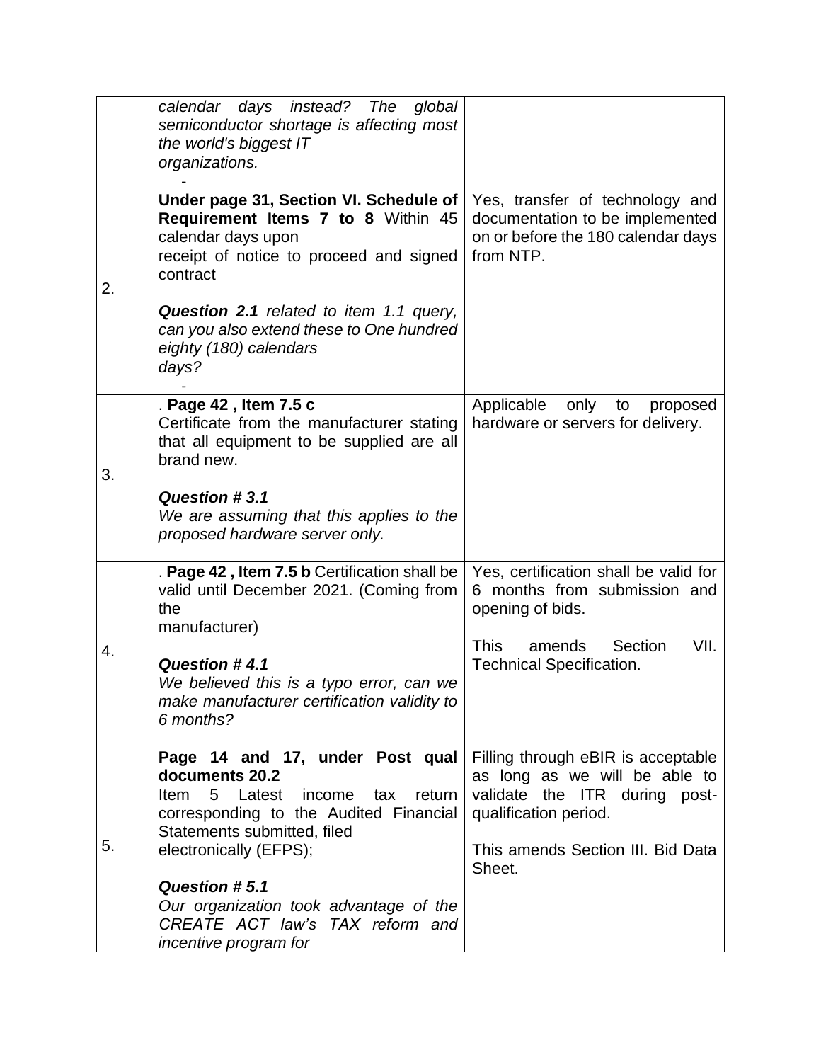| | | |
|---|---|---|
| | *calendar days instead? The global semiconductor shortage is affecting most the world's biggest IT organizations.* - | |
| 2. | **Under page 31, Section VI. Schedule of Requirement Items 7 to 8** Within 45 calendar days upon receipt of notice to proceed and signed contract<br><br>***Question 2.1*** *related to item 1.1 query, can you also extend these to One hundred eighty (180) calendars days?* - | Yes, transfer of technology and documentation to be implemented on or before the 180 calendar days from NTP. |
| 3. | . **Page 42 , Item 7.5 c** Certificate from the manufacturer stating that all equipment to be supplied are all brand new.<br><br>***Question # 3.1***<br>*We are assuming that this applies to the proposed hardware server only.* | Applicable only to proposed hardware or servers for delivery. |
| 4. | . **Page 42 , Item 7.5 b** Certification shall be valid until December 2021. (Coming from the manufacturer)<br><br>***Question # 4.1***<br>*We believed this is a typo error, can we make manufacturer certification validity to 6 months?* | Yes, certification shall be valid for 6 months from submission and opening of bids.<br><br>This amends Section VII. Technical Specification. |
| 5. | **Page 14 and 17, under Post qual documents 20.2**<br>Item 5 Latest income tax return corresponding to the Audited Financial Statements submitted, filed electronically (EFPS);<br><br>***Question # 5.1***<br>*Our organization took advantage of the CREATE ACT law's TAX reform and incentive program for* | Filling through eBIR is acceptable as long as we will be able to validate the ITR during post-qualification period.<br><br>This amends Section III. Bid Data Sheet. |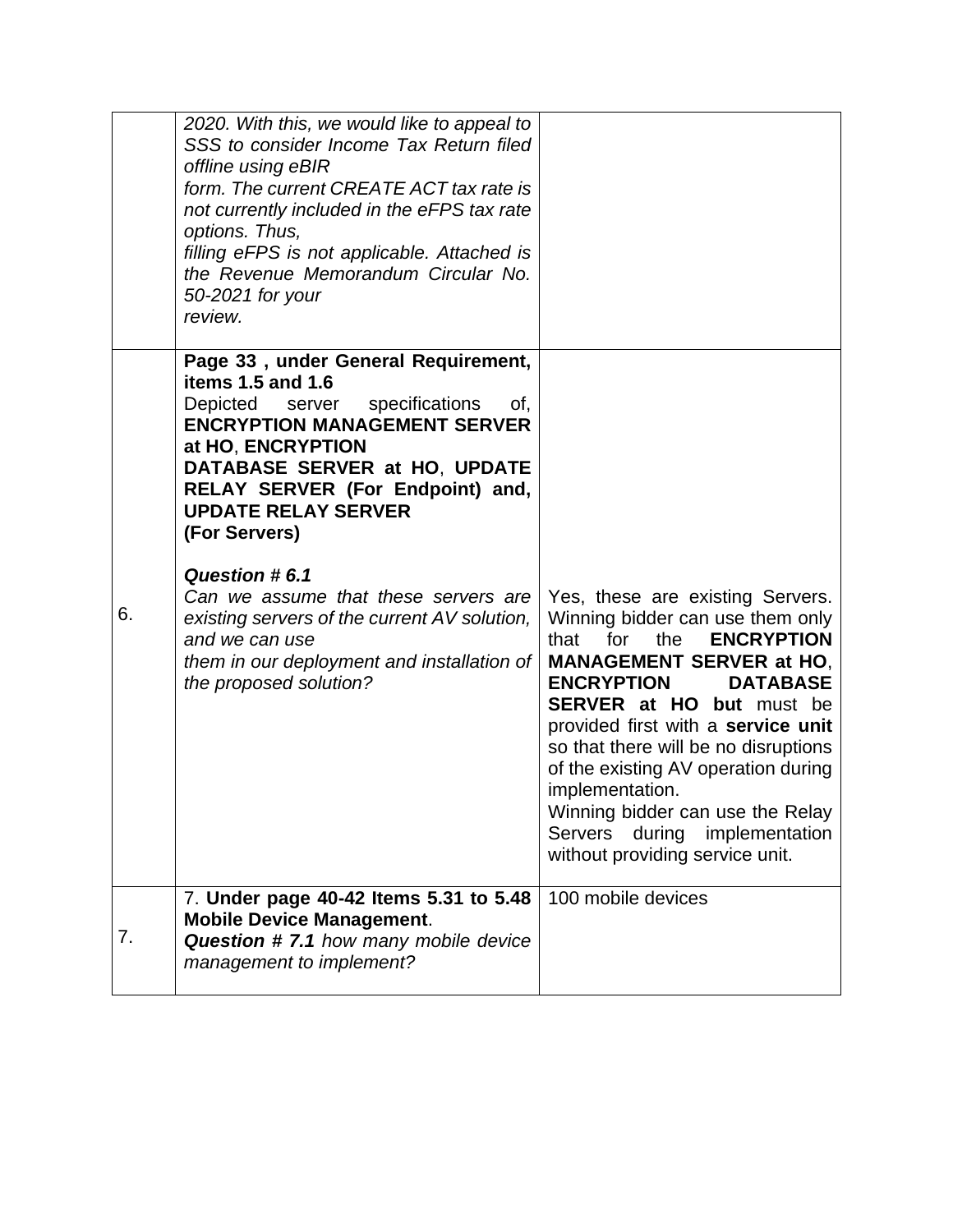| | | |
|---|---|---|
| | *2020. With this, we would like to appeal to SSS to consider Income Tax Return filed offline using eBIR form. The current CREATE ACT tax rate is not currently included in the eFPS tax rate options. Thus, filling eFPS is not applicable. Attached is the Revenue Memorandum Circular No. 50-2021 for your review.* | |
| 6. | **Page 33 , under General Requirement, items 1.5 and 1.6**<br>Depicted server specifications of, **ENCRYPTION MANAGEMENT SERVER at HO**, **ENCRYPTION DATABASE SERVER at HO**, **UPDATE RELAY SERVER (For Endpoint) and, UPDATE RELAY SERVER (For Servers)**<br><br>***Question # 6.1***<br>*Can we assume that these servers are existing servers of the current AV solution, and we can use them in our deployment and installation of the proposed solution?* | Yes, these are existing Servers. Winning bidder can use them only that for the **ENCRYPTION MANAGEMENT SERVER at HO**, **ENCRYPTION DATABASE SERVER at HO but** must be provided first with a **service unit** so that there will be no disruptions of the existing AV operation during implementation.<br>Winning bidder can use the Relay Servers during implementation without providing service unit. |
| 7. | 7. **Under page 40-42 Items 5.31 to 5.48 Mobile Device Management**.<br>***Question # 7.1*** *how many mobile device management to implement?* | 100 mobile devices |